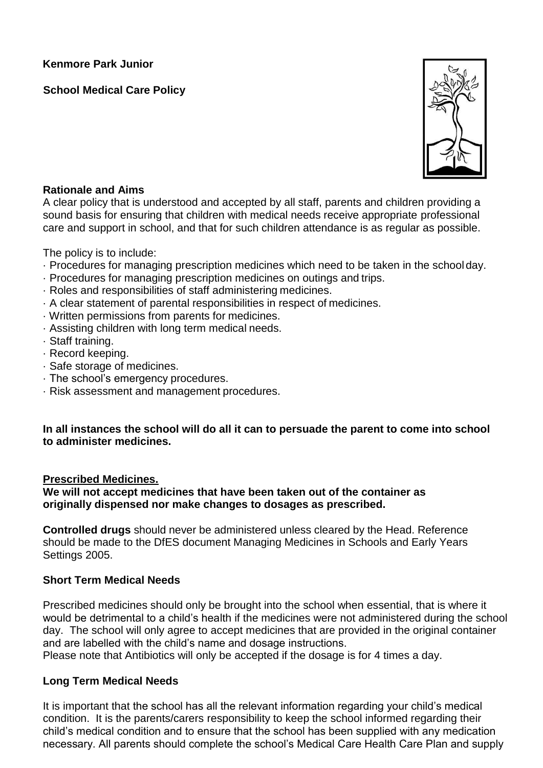**Kenmore Park Junior**

**School Medical Care Policy**

### Rationale and Aims

A clear policy that is understood and accepted by all staff, parents and children providing a sound basis for ensuring that children with medical needs receive appropriate professional care and support in school, and that for such children attendance is as regular as possible.

The policy is to include:

- Procedures for managing prescription medicines which need to be taken in the school day.
- Procedures for managing prescription medicines on outings and trips.
- Roles and responsibilities of staff administering medicines.
- A clear statement of parental responsibilities in respect of medicines.
- Written permissions from parents for medicines.
- Assisting children with long term medical needs.
- Staff training.
- Record keeping.
- Safe storage of medicines.
- The school's emergency procedures.
- Risk assessment and management procedures.

**In all instances the school will do all it can to persuade the parent to come into school to administer medicines.**

### Prescribed Medicines.

**We will not accept medicines that have been taken out of the container as originally dispensed nor make changes to dosages as prescribed.**

**Controlled drugs** should never be administered unless cleared by the Head. Reference should be made to the DfES document Managing Medicines in Schools and Early Years Settings 2005.

### Short Term Medical Needs

Prescribed medicines should only be brought into the school when essential, that is where it would be detrimental to a child's health if the medicines were not administered during the school day. The school will only agree to accept medicines that are provided in the original container and are labelled with the child's name and dosage instructions.

Please note that Antibiotics will only be accepted if the dosage is for 4 times a day.

### Long Term Medical Needs

It is important that the school has all the relevant information regarding your child's medical condition. It is the parents/carers responsibility to keep the school informed regarding their child's medical condition and to ensure that the school has been supplied with any medication necessary. All parents should complete the school's Medical Care Health Care Plan and supply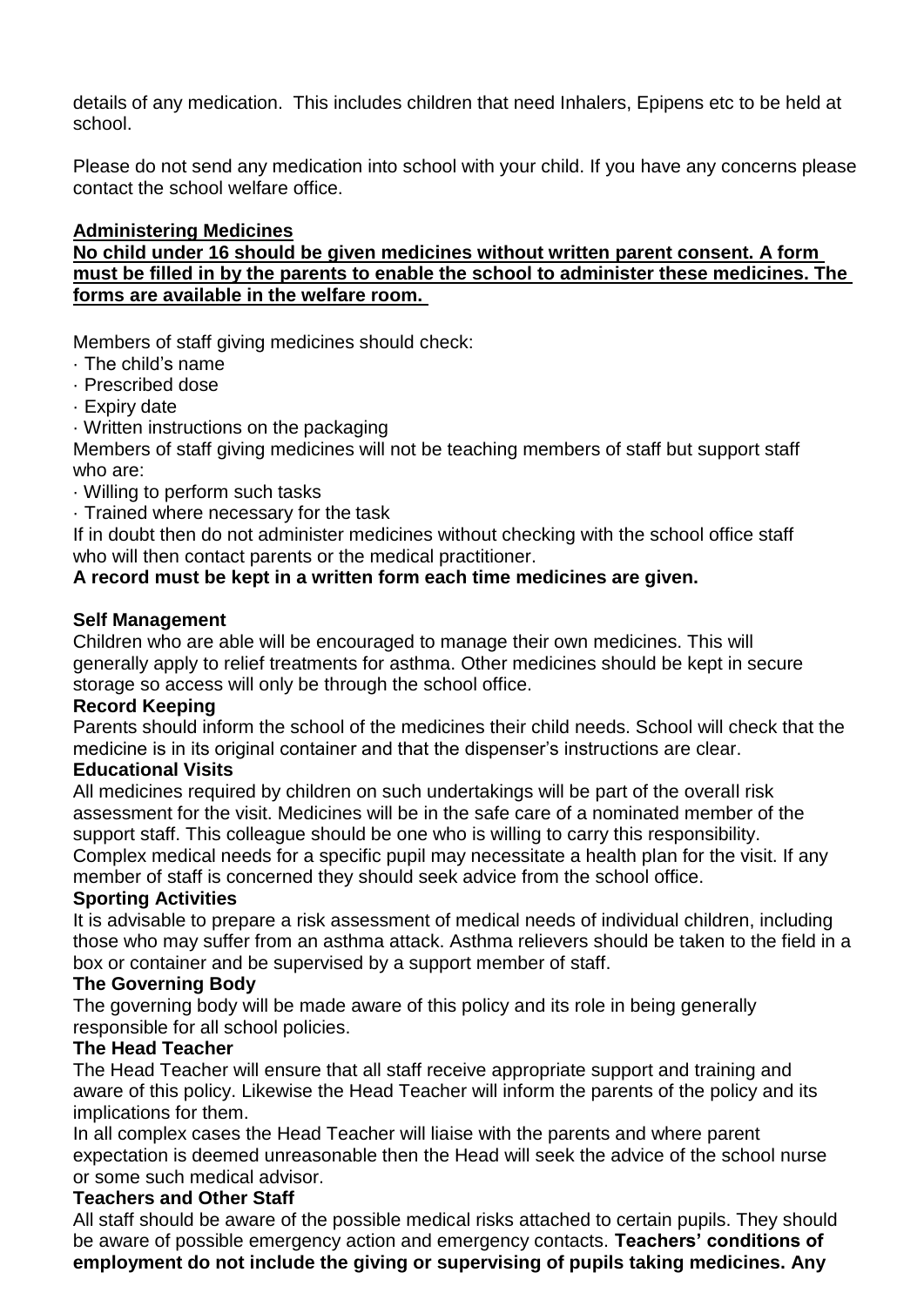details of any medication. This includes children that need Inhalers, Epipens etc to be held at school.

Please do not send any medication into school with your child. If you have any concerns please contact the school welfare office.

**Administering Medicines**

**No child under 16 should be given medicines without written parent consent. A form must be filled in by the parents to enable the school to administer these medicines. The forms are available in the welfare room.**

Members of staff giving medicines should check:

- The child's name
- Prescribed dose
- Expiry date
- Written instructions on the packaging

Members of staff giving medicines will not be teaching members of staff but support staff who are:

- Willing to perform such tasks
- Trained where necessary for the task

If in doubt then do not administer medicines without checking with the school office staff who will then contact parents or the medical practitioner.

**A record must be kept in a written form each time medicines are given.**

**Self Management**

Children who are able will be encouraged to manage their own medicines. This will generally apply to relief treatments for asthma. Other medicines should be kept in secure storage so access will only be through the school office.

**Record Keeping**

Parents should inform the school of the medicines their child needs. School will check that the medicine is in its original container and that the dispenser's instructions are clear.

**Educational Visits**

All medicines required by children on such undertakings will be part of the overall risk assessment for the visit. Medicines will be in the safe care of a nominated member of the support staff. This colleague should be one who is willing to carry this responsibility. Complex medical needs for a specific pupil may necessitate a health plan for the visit. If any member of staff is concerned they should seek advice from the school office.

**Sporting Activities**

It is advisable to prepare a risk assessment of medical needs of individual children, including those who may suffer from an asthma attack. Asthma relievers should be taken to the field in a box or container and be supervised by a support member of staff.

**The Governing Body**

The governing body will be made aware of this policy and its role in being generally responsible for all school policies.

**The Head Teacher**

The Head Teacher will ensure that all staff receive appropriate support and training and aware of this policy. Likewise the Head Teacher will inform the parents of the policy and its implications for them.

In all complex cases the Head Teacher will liaise with the parents and where parent expectation is deemed unreasonable then the Head will seek the advice of the school nurse or some such medical advisor.

**Teachers and Other Staff**

All staff should be aware of the possible medical risks attached to certain pupils. They should be aware of possible emergency action and emergency contacts. **Teachers' conditions of employment do not include the giving or supervising of pupils taking medicines. Any**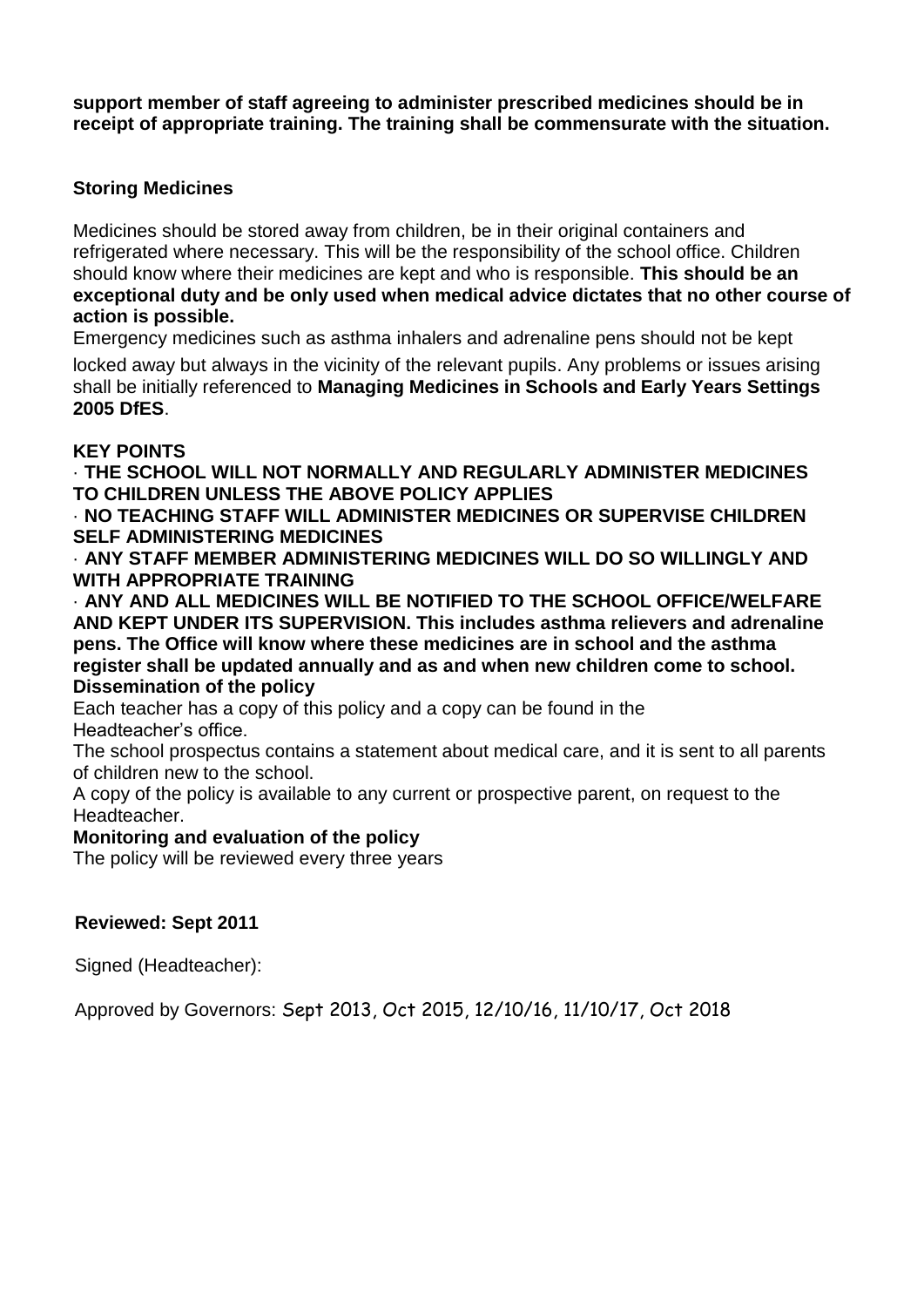**support member of staff agreeing to administer prescribed medicines should be in receipt of appropriate training. The training shall be commensurate with the situation.**

**Storing Medicines**

Medicines should be stored away from children, be in their original containers and refrigerated where necessary. This will be the responsibility of the school office. Children should know where their medicines are kept and who is responsible. **This should be an exceptional duty and be only used when medical advice dictates that no other course of action is possible.**

Emergency medicines such as asthma inhalers and adrenaline pens should not be kept locked away but always in the vicinity of the relevant pupils. Any problems or issues arising shall be initially referenced to **Managing Medicines in Schools and Early Years Settings 2005 DfES**.

**KEY POINTS**

- **THE SCHOOL WILL NOT NORMALLY AND REGULARLY ADMINISTER MEDICINES TO CHILDREN UNLESS THE ABOVE POLICY APPLIES**
- **NO TEACHING STAFF WILL ADMINISTER MEDICINES OR SUPERVISE CHILDREN SELF ADMINISTERING MEDICINES**
- **ANY STAFF MEMBER ADMINISTERING MEDICINES WILL DO SO WILLINGLY AND WITH APPROPRIATE TRAINING**
- **ANY AND ALL MEDICINES WILL BE NOTIFIED TO THE SCHOOL OFFICE/WELFARE AND KEPT UNDER ITS SUPERVISION. This includes asthma relievers and adrenaline pens. The Office will know where these medicines are in school and the asthma register shall be updated annually and as and when new children come to school.**

**Dissemination of the policy**

Each teacher has a copy of this policy and a copy can be found in the Headteacher's office.

The school prospectus contains a statement about medical care, and it is sent to all parents of children new to the school.

A copy of the policy is available to any current or prospective parent, on request to the Headteacher.

**Monitoring and evaluation of the policy**

The policy will be reviewed every three years

**Reviewed: Sept 2011**

Signed (Headteacher):

Approved by Governors: Sept 2013, Oct 2015, 12/10/16, 11/10/17, Oct 2018